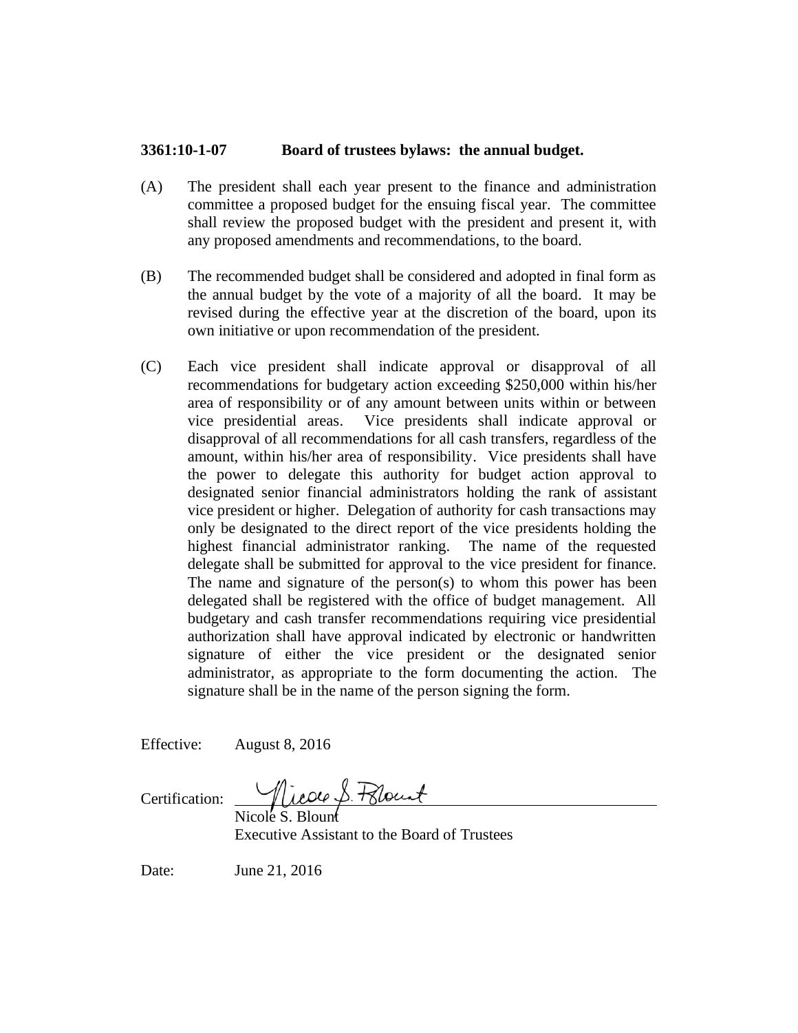## 3361:10-1-07 Board of trustees bylaws: the annual budget.

(A) The president shall each year present to the finance and administration committee a proposed budget for the ensuing fiscal year. The committee shall review the proposed budget with the president and present it, with any proposed amendments and recommendations, to the board.

(B) The recommended budget shall be considered and adopted in final form as the annual budget by the vote of a majority of all the board. It may be revised during the effective year at the discretion of the board, upon its own initiative or upon recommendation of the president.

(C) Each vice president shall indicate approval or disapproval of all recommendations for budgetary action exceeding $250,000 within his/her area of responsibility or of any amount between units within or between vice presidential areas. Vice presidents shall indicate approval or disapproval of all recommendations for all cash transfers, regardless of the amount, within his/her area of responsibility. Vice presidents shall have the power to delegate this authority for budget action approval to designated senior financial administrators holding the rank of assistant vice president or higher. Delegation of authority for cash transactions may only be designated to the direct report of the vice presidents holding the highest financial administrator ranking. The name of the requested delegate shall be submitted for approval to the vice president for finance. The name and signature of the person(s) to whom this power has been delegated shall be registered with the office of budget management. All budgetary and cash transfer recommendations requiring vice presidential authorization shall have approval indicated by electronic or handwritten signature of either the vice president or the designated senior administrator, as appropriate to the form documenting the action. The signature shall be in the name of the person signing the form.

Effective: August 8, 2016

Certification: Nicole S. Blount
Nicole S. Blount
Executive Assistant to the Board of Trustees

Date: June 21, 2016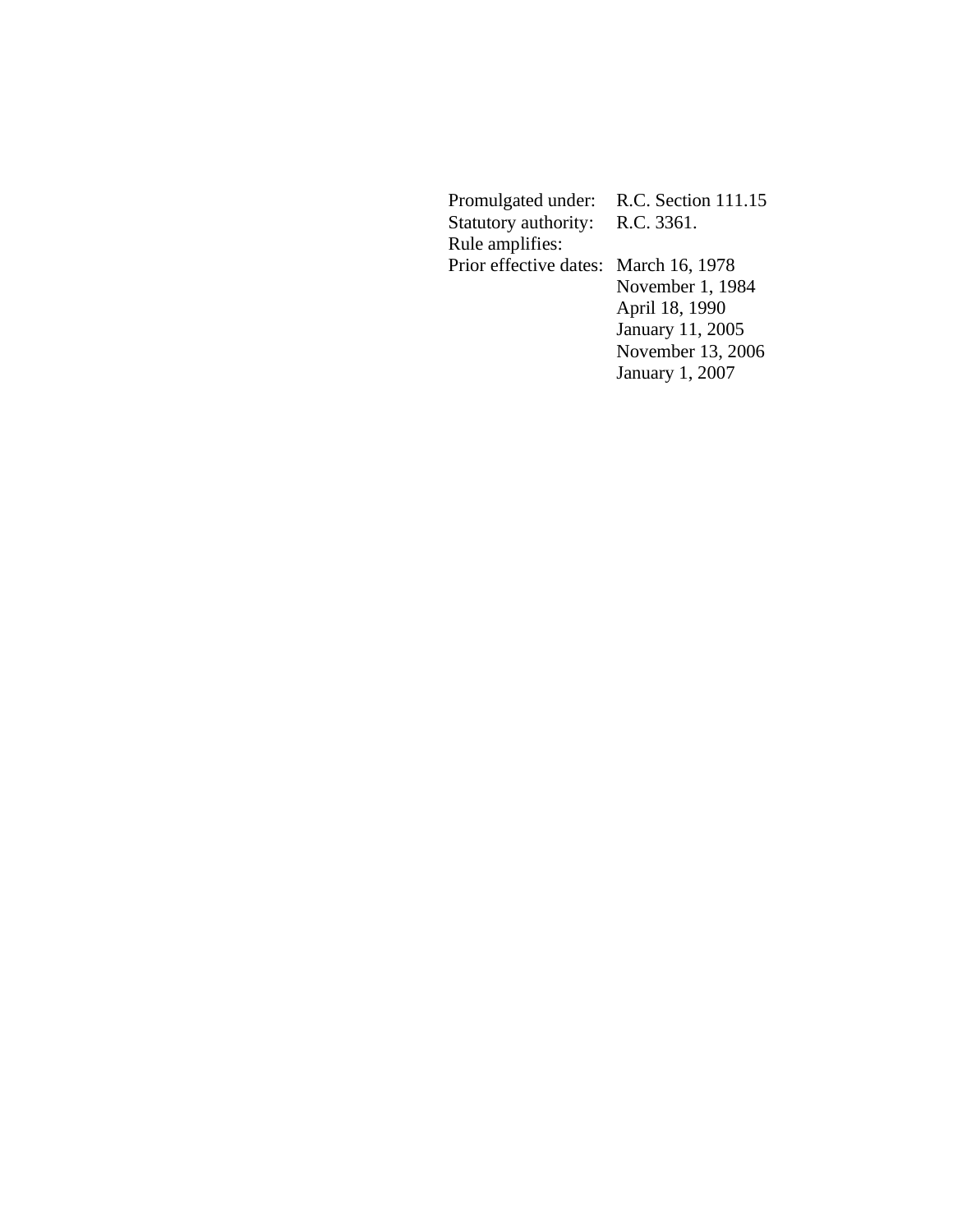| | |
|---|---|
| Promulgated under: | R.C. Section 111.15 |
| Statutory authority: | R.C. 3361. |
| Rule amplifies: | |
| Prior effective dates: | March 16, 1978 |
| | November 1, 1984 |
| | April 18, 1990 |
| | January 11, 2005 |
| | November 13, 2006 |
| | January 1, 2007 |